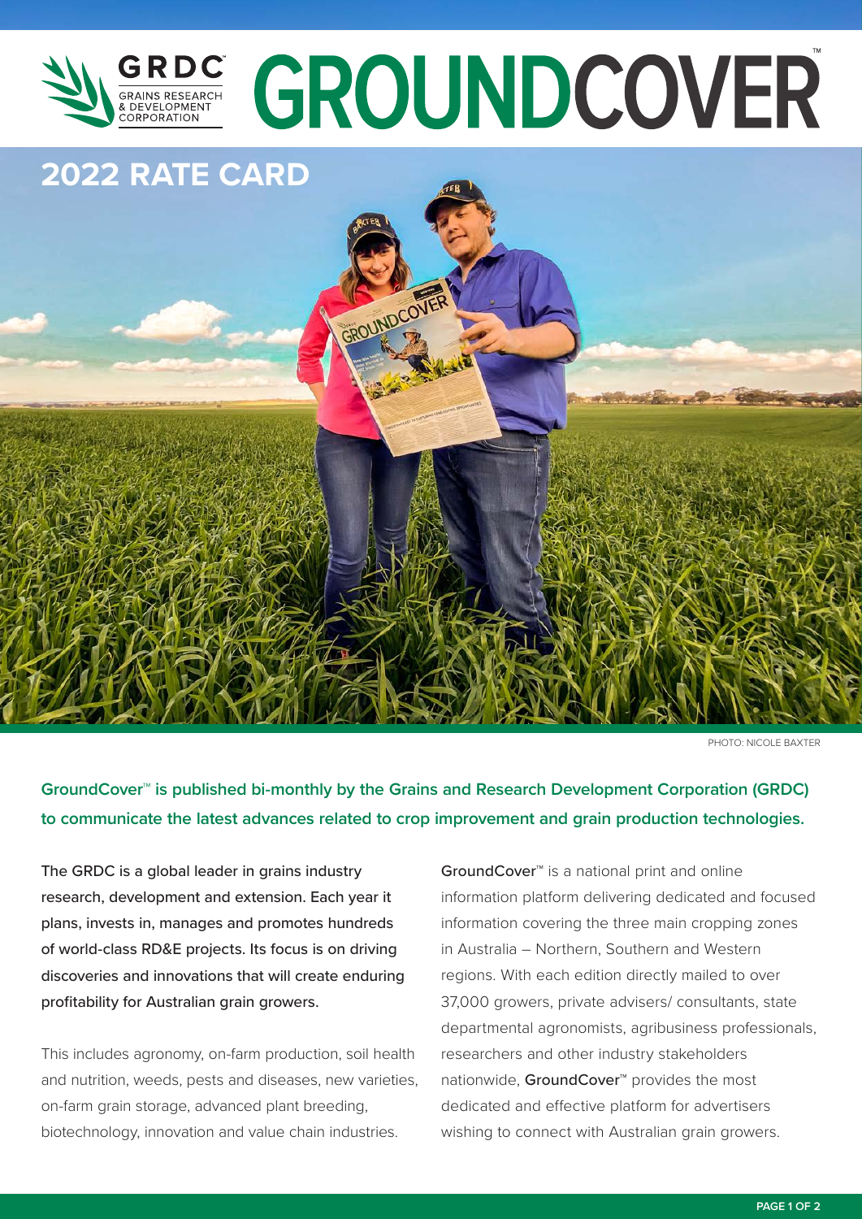# GRDC GRAINS RESEARCH & DEVELOPMENT CORPORATION GROUNDCOVER™

## 2022 RATE CARD

PHOTO: NICOLE BAXTER

**GroundCover™ is published bi-monthly by the Grains and Research Development Corporation (GRDC) to communicate the latest advances related to crop improvement and grain production technologies.**

The GRDC is a global leader in grains industry research, development and extension. Each year it plans, invests in, manages and promotes hundreds of world-class RD&E projects. Its focus is on driving discoveries and innovations that will create enduring profitability for Australian grain growers.

This includes agronomy, on-farm production, soil health and nutrition, weeds, pests and diseases, new varieties, on-farm grain storage, advanced plant breeding, biotechnology, innovation and value chain industries.

GroundCover™ is a national print and online information platform delivering dedicated and focused information covering the three main cropping zones in Australia – Northern, Southern and Western regions. With each edition directly mailed to over 37,000 growers, private advisers/ consultants, state departmental agronomists, agribusiness professionals, researchers and other industry stakeholders nationwide, GroundCover™ provides the most dedicated and effective platform for advertisers wishing to connect with Australian grain growers.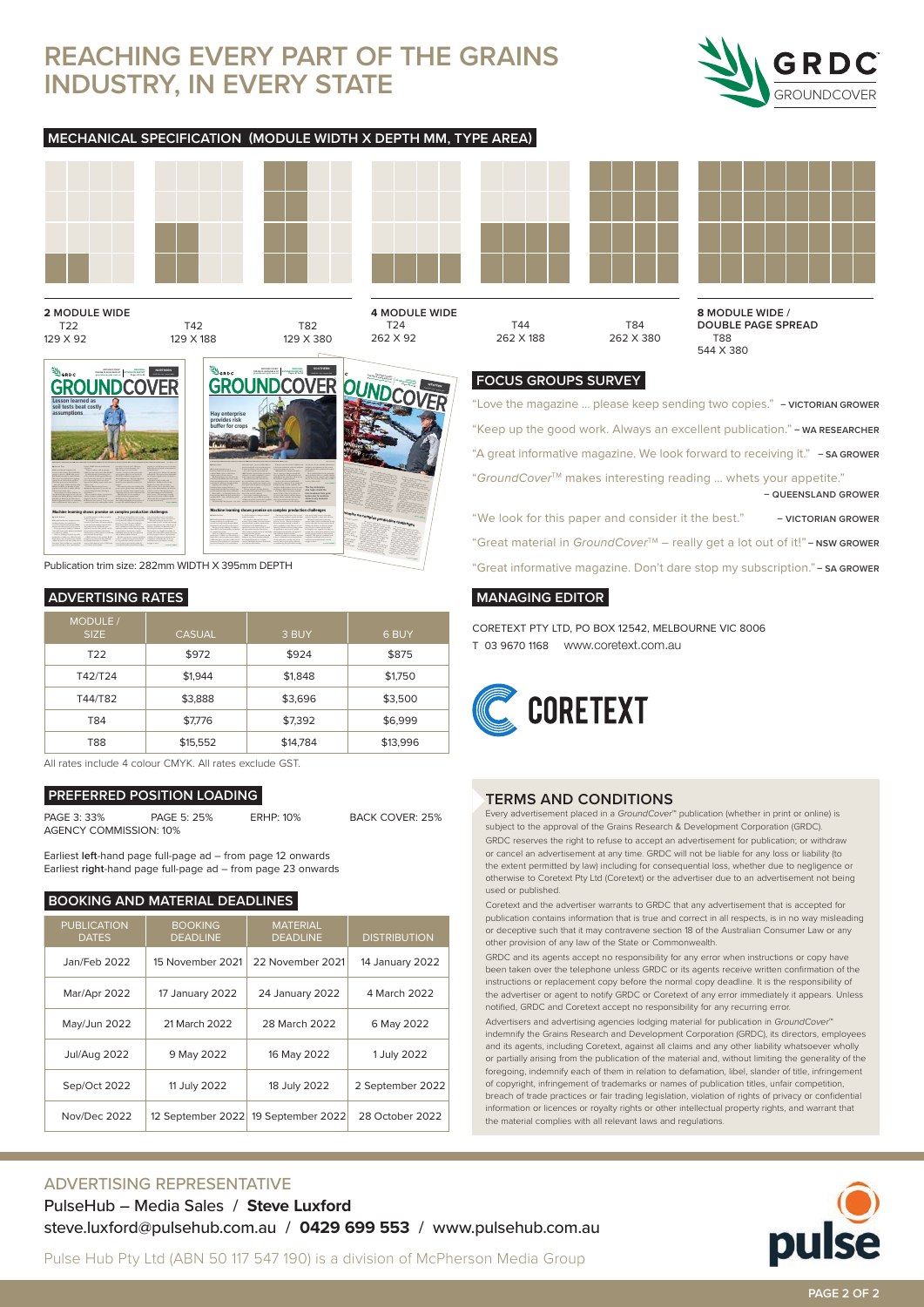# REACHING EVERY PART OF THE GRAINS INDUSTRY, IN EVERY STATE

## MECHANICAL SPECIFICATION (MODULE WIDTH X DEPTH MM, TYPE AREA)

**2 MODULE WIDE**

T22
129 X 92

T42
129 X 188

T82
129 X 380

**4 MODULE WIDE**

T24
262 X 92

T44
262 X 188

T84
262 X 380

**8 MODULE WIDE / DOUBLE PAGE SPREAD**

T88
544 X 380

Publication trim size: 282mm WIDTH X 395mm DEPTH

## FOCUS GROUPS SURVEY

"Love the magazine ... please keep sending two copies." – VICTORIAN GROWER

"Keep up the good work. Always an excellent publication." – WA RESEARCHER

"A great informative magazine. We look forward to receiving it." – SA GROWER

"*GroundCover*™ makes interesting reading ... whets your appetite." – QUEENSLAND GROWER

"We look for this paper and consider it the best." – VICTORIAN GROWER

"Great material in *GroundCover*™ – really get a lot out of it!" – NSW GROWER

"Great informative magazine. Don't dare stop my subscription." – SA GROWER

## ADVERTISING RATES

| MODULE / SIZE | CASUAL | 3 BUY | 6 BUY |
|---|---|---|---|
| T22 | $972 | $924 | $875 |
| T42/T24 | $1,944 | $1,848 | $1,750 |
| T44/T82 | $3,888 | $3,696 | $3,500 |
| T84 | $7,776 | $7,392 | $6,999 |
| T88 | $15,552 | $14,784 | $13,996 |

All rates include 4 colour CMYK. All rates exclude GST.

## PREFERRED POSITION LOADING

PAGE 3: 33% PAGE 5: 25% ERHP: 10% BACK COVER: 25%
AGENCY COMMISSION: 10%

Earliest **left**-hand page full-page ad – from page 12 onwards
Earliest **right**-hand page full-page ad – from page 23 onwards

## BOOKING AND MATERIAL DEADLINES

| PUBLICATION DATES | BOOKING DEADLINE | MATERIAL DEADLINE | DISTRIBUTION |
|---|---|---|---|
| Jan/Feb 2022 | 15 November 2021 | 22 November 2021 | 14 January 2022 |
| Mar/Apr 2022 | 17 January 2022 | 24 January 2022 | 4 March 2022 |
| May/Jun 2022 | 21 March 2022 | 28 March 2022 | 6 May 2022 |
| Jul/Aug 2022 | 9 May 2022 | 16 May 2022 | 1 July 2022 |
| Sep/Oct 2022 | 11 July 2022 | 18 July 2022 | 2 September 2022 |
| Nov/Dec 2022 | 12 September 2022 | 19 September 2022 | 28 October 2022 |

## MANAGING EDITOR

CORETEXT PTY LTD, PO BOX 12542, MELBOURNE VIC 8006
T 03 9670 1168 www.coretext.com.au

## TERMS AND CONDITIONS

Every advertisement placed in a *GroundCover*™ publication (whether in print or online) is subject to the approval of the Grains Research & Development Corporation (GRDC).

GRDC reserves the right to refuse to accept an advertisement for publication; or withdraw or cancel an advertisement at any time. GRDC will not be liable for any loss or liability (to the extent permitted by law) including for consequential loss, whether due to negligence or otherwise to Coretext Pty Ltd (Coretext) or the advertiser due to an advertisement not being used or published.

Coretext and the advertiser warrants to GRDC that any advertisement that is accepted for publication contains information that is true and correct in all respects, is in no way misleading or deceptive such that it may contravene section 18 of the Australian Consumer Law or any other provision of any law of the State or Commonwealth.

GRDC and its agents accept no responsibility for any error when instructions or copy have been taken over the telephone unless GRDC or its agents receive written confirmation of the instructions or replacement copy before the normal copy deadline. It is the responsibility of the advertiser or agent to notify GRDC or Coretext of any error immediately it appears. Unless notified, GRDC and Coretext accept no responsibility for any recurring error.

Advertisers and advertising agencies lodging material for publication in *GroundCover*™ indemnify the Grains Research and Development Corporation (GRDC), its directors, employees and its agents, including Coretext, against all claims and any other liability whatsoever wholly or partially arising from the publication of the material and, without limiting the generality of the foregoing, indemnify each of them in relation to defamation, libel, slander of title, infringement of copyright, infringement of trademarks or names of publication titles, unfair competition, breach of trade practices or fair trading legislation, violation of rights of privacy or confidential information or licences or royalty rights or other intellectual property rights, and warrant that the material complies with all relevant laws and regulations.

## ADVERTISING REPRESENTATIVE

PulseHub – Media Sales / **Steve Luxford**
steve.luxford@pulsehub.com.au / **0429 699 553** / www.pulsehub.com.au

Pulse Hub Pty Ltd (ABN 50 117 547 190) is a division of McPherson Media Group